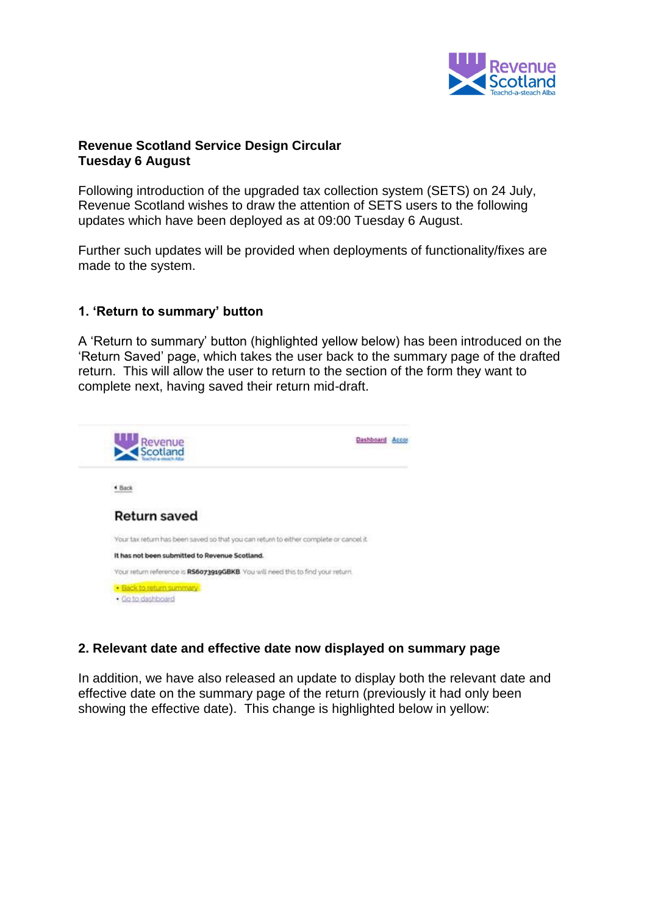**Revenue Scotland Service Design Circular**
**Tuesday 6 August**

Following introduction of the upgraded tax collection system (SETS) on 24 July, Revenue Scotland wishes to draw the attention of SETS users to the following updates which have been deployed as at 09:00 Tuesday 6 August.

Further such updates will be provided when deployments of functionality/fixes are made to the system.

### 1. 'Return to summary' button

A 'Return to summary' button (highlighted yellow below) has been introduced on the 'Return Saved' page, which takes the user back to the summary page of the drafted return. This will allow the user to return to the section of the form they want to complete next, having saved their return mid-draft.

### 2. Relevant date and effective date now displayed on summary page

In addition, we have also released an update to display both the relevant date and effective date on the summary page of the return (previously it had only been showing the effective date). This change is highlighted below in yellow: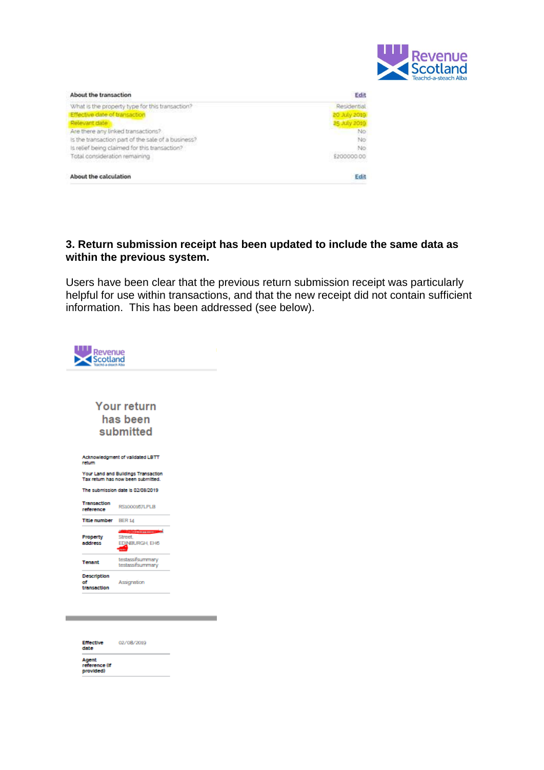| About the transaction | Edit |
| --- | --- |
| What is the property type for this transaction? | Residential |
| Effective date of transaction | 20 July 2019 |
| Relevant date | 25 July 2019 |
| Are there any linked transactions? | No |
| Is the transaction part of the sale of a business? | No |
| Is relief being claimed for this transaction? | No |
| Total consideration remaining | £200000.00 |

| About the calculation | Edit |
| --- | --- |

**3. Return submission receipt has been updated to include the same data as within the previous system.**

Users have been clear that the previous return submission receipt was particularly helpful for use within transactions, and that the new receipt did not contain sufficient information. This has been addressed (see below).

Revenue Scotland
Teachd-a-steach Alba

## Your return has been submitted

Acknowledgment of validated LBTT return

Your Land and Buildings Transaction Tax return has now been submitted.

The submission date is 02/08/2019

| | |
| --- | --- |
| Transaction reference | RS1000167LPLB |
| Title number | BER 14 |
| Property address | Street, EDINBURGH, EH6 |
| Tenant | testassfsummary testassfsummary |
| Description of transaction | Assignation |

| | |
| --- | --- |
| Effective date | 02/08/2019 |
| Agent reference (if provided) | |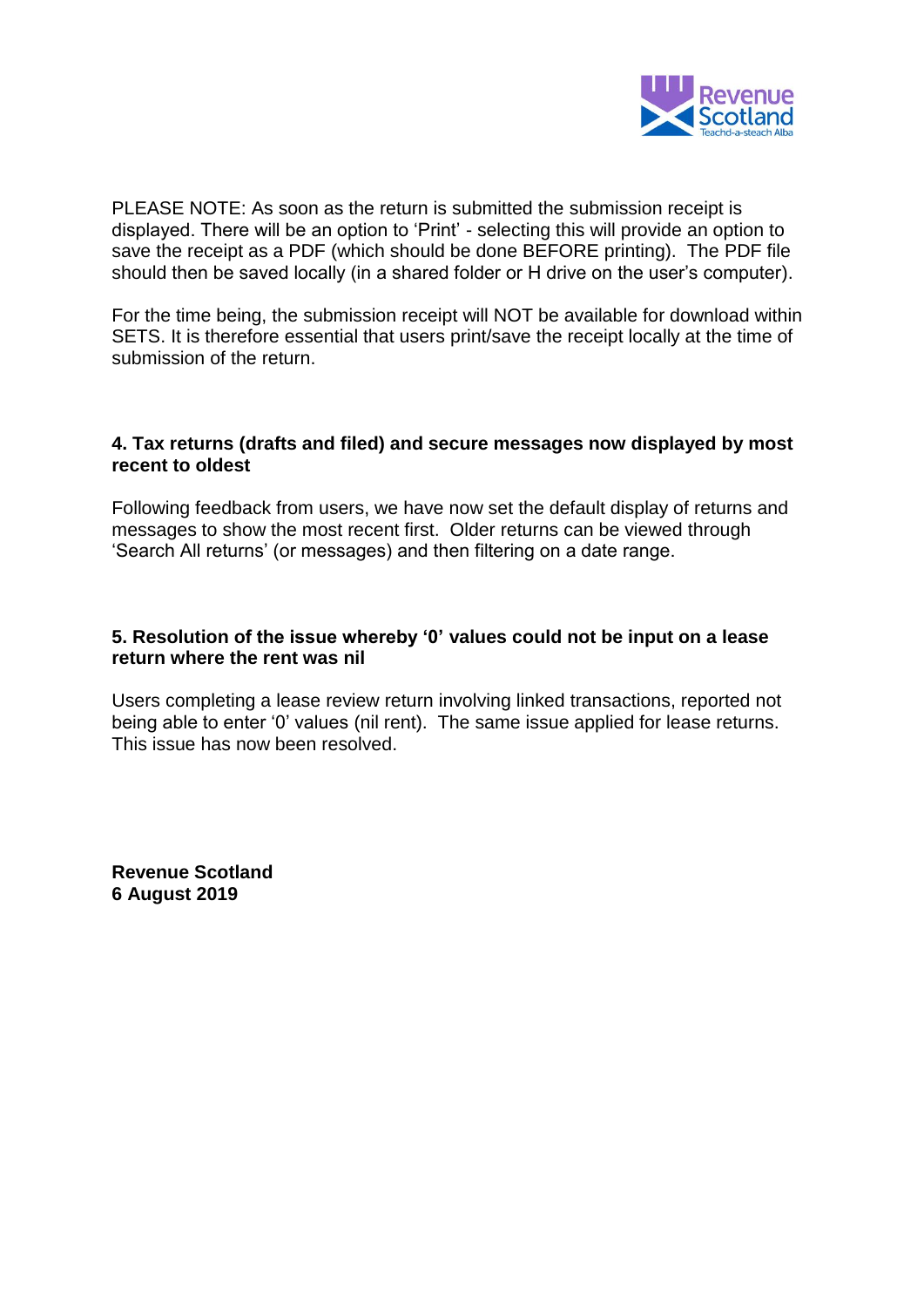PLEASE NOTE: As soon as the return is submitted the submission receipt is displayed. There will be an option to 'Print' - selecting this will provide an option to save the receipt as a PDF (which should be done BEFORE printing). The PDF file should then be saved locally (in a shared folder or H drive on the user's computer).

For the time being, the submission receipt will NOT be available for download within SETS. It is therefore essential that users print/save the receipt locally at the time of submission of the return.

**4. Tax returns (drafts and filed) and secure messages now displayed by most recent to oldest**

Following feedback from users, we have now set the default display of returns and messages to show the most recent first. Older returns can be viewed through 'Search All returns' (or messages) and then filtering on a date range.

**5. Resolution of the issue whereby '0' values could not be input on a lease return where the rent was nil**

Users completing a lease review return involving linked transactions, reported not being able to enter '0' values (nil rent). The same issue applied for lease returns. This issue has now been resolved.

**Revenue Scotland**
**6 August 2019**